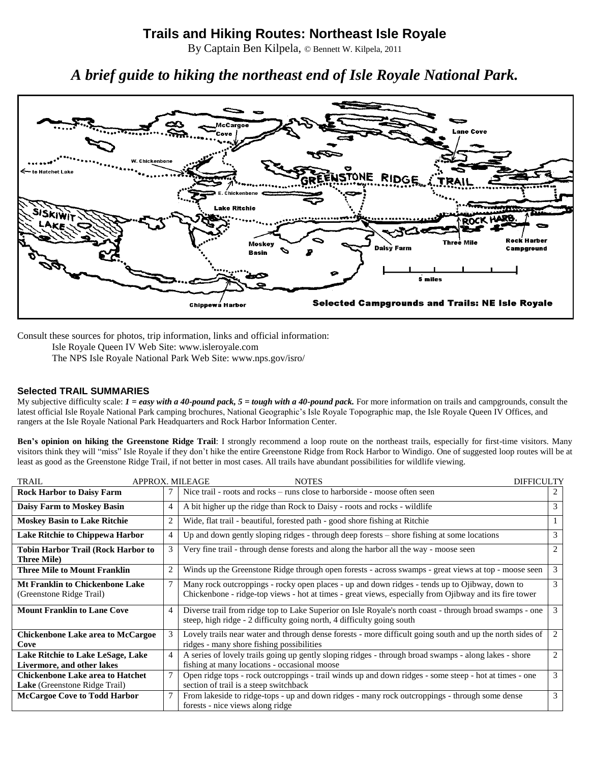# Trails and Hiking Routes: Northeast Isle Royale

By Captain Ben Kilpela, © Bennett W. Kilpela, 2011

## *A brief guide to hiking the northeast end of Isle Royale National Park.*

Consult these sources for photos, trip information, links and official information:

Isle Royale Queen IV Web Site: www.isleroyale.com

The NPS Isle Royale National Park Web Site: www.nps.gov/isro/

### Selected TRAIL SUMMARIES

My subjective difficulty scale: ***1 = easy with a 40-pound pack, 5 = tough with a 40-pound pack.*** For more information on trails and campgrounds, consult the latest official Isle Royale National Park camping brochures, National Geographic's Isle Royale Topographic map, the Isle Royale Queen IV Offices, and rangers at the Isle Royale National Park Headquarters and Rock Harbor Information Center.

**Ben's opinion on hiking the Greenstone Ridge Trail**: I strongly recommend a loop route on the northeast trails, especially for first-time visitors. Many visitors think they will "miss" Isle Royale if they don't hike the entire Greenstone Ridge from Rock Harbor to Windigo. One of suggested loop routes will be at least as good as the Greenstone Ridge Trail, if not better in most cases. All trails have abundant possibilities for wildlife viewing.

| TRAIL | APPROX. MILEAGE | NOTES | DIFFICULTY |
|---|---|---|---|
| **Rock Harbor to Daisy Farm** | 7 | Nice trail - roots and rocks – runs close to harborside - moose often seen | 2 |
| **Daisy Farm to Moskey Basin** | 4 | A bit higher up the ridge than Rock to Daisy - roots and rocks - wildlife | 3 |
| **Moskey Basin to Lake Ritchie** | 2 | Wide, flat trail - beautiful, forested path - good shore fishing at Ritchie | 1 |
| **Lake Ritchie to Chippewa Harbor** | 4 | Up and down gently sloping ridges - through deep forests – shore fishing at some locations | 3 |
| **Tobin Harbor Trail (Rock Harbor to Three Mile)** | 3 | Very fine trail - through dense forests and along the harbor all the way - moose seen | 2 |
| **Three Mile to Mount Franklin** | 2 | Winds up the Greenstone Ridge through open forests - across swamps - great views at top - moose seen | 3 |
| **Mt Franklin to Chickenbone Lake** (Greenstone Ridge Trail) | 7 | Many rock outcroppings - rocky open places - up and down ridges - tends up to Ojibway, down to Chickenbone - ridge-top views - hot at times - great views, especially from Ojibway and its fire tower | 3 |
| **Mount Franklin to Lane Cove** | 4 | Diverse trail from ridge top to Lake Superior on Isle Royale's north coast - through broad swamps - one steep, high ridge - 2 difficulty going north, 4 difficulty going south | 3 |
| **Chickenbone Lake area to McCargoe Cove** | 3 | Lovely trails near water and through dense forests - more difficult going south and up the north sides of ridges - many shore fishing possibilities | 2 |
| **Lake Ritchie to Lake LeSage, Lake Livermore, and other lakes** | 4 | A series of lovely trails going up gently sloping ridges - through broad swamps - along lakes - shore fishing at many locations - occasional moose | 2 |
| **Chickenbone Lake area to Hatchet Lake** (Greenstone Ridge Trail) | 7 | Open ridge tops - rock outcroppings - trail winds up and down ridges - some steep - hot at times - one section of trail is a steep switchback | 3 |
| **McCargoe Cove to Todd Harbor** | 7 | From lakeside to ridge-tops - up and down ridges - many rock outcroppings - through some dense forests - nice views along ridge | 3 |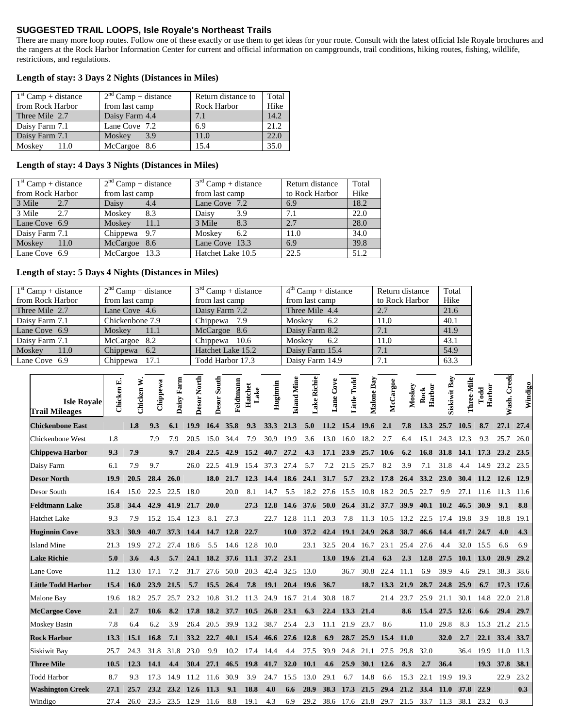## SUGGESTED TRAIL LOOPS, Isle Royale's Northeast Trails

There are many more loop routes. Follow one of these exactly or use them to get ideas for your route. Consult with the latest official Isle Royale brochures and the rangers at the Rock Harbor Information Center for current and official information on campgrounds, trail conditions, hiking routes, fishing, wildlife, restrictions, and regulations.

### Length of stay: 3 Days 2 Nights (Distances in Miles)

| 1st Camp + distance from Rock Harbor | 2nd Camp + distance from last camp | Return distance to Rock Harbor | Total Hike |
|---|---|---|---|
| Three Mile 2.7 | Daisy Farm 4.4 | 7.1 | 14.2 |
| Daisy Farm 7.1 | Lane Cove 7.2 | 6.9 | 21.2 |
| Daisy Farm 7.1 | Moskey 3.9 | 11.0 | 22.0 |
| Moskey 11.0 | McCargoe 8.6 | 15.4 | 35.0 |

### Length of stay: 4 Days 3 Nights (Distances in Miles)

| 1st Camp + distance from Rock Harbor | 2nd Camp + distance from last camp | 3rd Camp + distance from last camp | Return distance to Rock Harbor | Total Hike |
|---|---|---|---|---|
| 3 Mile 2.7 | Daisy 4.4 | Lane Cove 7.2 | 6.9 | 18.2 |
| 3 Mile 2.7 | Moskey 8.3 | Daisy 3.9 | 7.1 | 22.0 |
| Lane Cove 6.9 | Moskey 11.1 | 3 Mile 8.3 | 2.7 | 28.0 |
| Daisy Farm 7.1 | Chippewa 9.7 | Moskey 6.2 | 11.0 | 34.0 |
| Moskey 11.0 | McCargoe 8.6 | Lane Cove 13.3 | 6.9 | 39.8 |
| Lane Cove 6.9 | McCargoe 13.3 | Hatchet Lake 10.5 | 22.5 | 51.2 |

### Length of stay: 5 Days 4 Nights (Distances in Miles)

| 1st Camp + distance from Rock Harbor | 2nd Camp + distance from last camp | 3rd Camp + distance from last camp | 4th Camp + distance from last camp | Return distance to Rock Harbor | Total Hike |
|---|---|---|---|---|---|
| Three Mile 2.7 | Lane Cove 4.6 | Daisy Farm 7.2 | Three Mile 4.4 | 2.7 | 21.6 |
| Daisy Farm 7.1 | Chickenbone 7.9 | Chippewa 7.9 | Moskey 6.2 | 11.0 | 40.1 |
| Lane Cove 6.9 | Moskey 11.1 | McCargoe 8.6 | Daisy Farm 8.2 | 7.1 | 41.9 |
| Daisy Farm 7.1 | McCargoe 8.2 | Chippewa 10.6 | Moskey 6.2 | 11.0 | 43.1 |
| Moskey 11.0 | Chippewa 6.2 | Hatchet Lake 15.2 | Daisy Farm 15.4 | 7.1 | 54.9 |
| Lane Cove 6.9 | Chippewa 17.1 | Todd Harbor 17.3 | Daisy Farm 14.9 | 7.1 | 63.3 |

| Isle Royale Trail Mileages | Chicken E. | Chicken W. | Chippewa | Daisy Farm | Desor North | Desor South | Feldtmann | Hatchet Lake | Huginnin | Island Mine | Lake Richie | Lane Cove | Little Todd | Malone Bay | McCargoe | Moskey | Rock Harbor | Siskiwit Bay | Three-Mile | Todd Harbor | Wash. Creek | Windigo |
|---|---|---|---|---|---|---|---|---|---|---|---|---|---|---|---|---|---|---|---|---|---|---|
| **Chickenbone East** | | **1.8** | **9.3** | **6.1** | **19.9** | **16.4** | **35.8** | **9.3** | **33.3** | **21.3** | **5.0** | **11.2** | **15.4** | **19.6** | **2.1** | **7.8** | **13.3** | **25.7** | **10.5** | **8.7** | **27.1** | **27.4** |
| Chickenbone West | 1.8 | | 7.9 | 7.9 | 20.5 | 15.0 | 34.4 | 7.9 | 30.9 | 19.9 | 3.6 | 13.0 | 16.0 | 18.2 | 2.7 | 6.4 | 15.1 | 24.3 | 12.3 | 9.3 | 25.7 | 26.0 |
| **Chippewa Harbor** | **9.3** | **7.9** | | **9.7** | **28.4** | **22.5** | **42.9** | **15.2** | **40.7** | **27.2** | **4.3** | **17.1** | **23.9** | **25.7** | **10.6** | **6.2** | **16.8** | **31.8** | **14.1** | **17.3** | **23.2** | **23.5** |
| Daisy Farm | 6.1 | 7.9 | 9.7 | | 26.0 | 22.5 | 41.9 | 15.4 | 37.3 | 27.4 | 5.7 | 7.2 | 21.5 | 25.7 | 8.2 | 3.9 | 7.1 | 31.8 | 4.4 | 14.9 | 23.2 | 23.5 |
| **Desor North** | **19.9** | **20.5** | **28.4** | **26.0** | | **18.0** | **21.7** | **12.3** | **14.4** | **18.6** | **24.1** | **31.7** | **5.7** | **23.2** | **17.8** | **26.4** | **33.2** | **23.0** | **30.4** | **11.2** | **12.6** | **12.9** |
| Desor South | 16.4 | 15.0 | 22.5 | 22.5 | 18.0 | | 20.0 | 8.1 | 14.7 | 5.5 | 18.2 | 27.6 | 15.5 | 10.8 | 18.2 | 20.5 | 22.7 | 9.9 | 27.1 | 11.6 | 11.3 | 11.6 |
| **Feldtmann Lake** | **35.8** | **34.4** | **42.9** | **41.9** | **21.7** | **20.0** | | **27.3** | **12.8** | **14.6** | **37.6** | **50.0** | **26.4** | **31.2** | **37.7** | **39.9** | **40.1** | **10.2** | **46.5** | **30.9** | **9.1** | **8.8** |
| Hatchet Lake | 9.3 | 7.9 | 15.2 | 15.4 | 12.3 | 8.1 | 27.3 | | 22.7 | 12.8 | 11.1 | 20.3 | 7.8 | 11.3 | 10.5 | 13.2 | 22.5 | 17.4 | 19.8 | 3.9 | 18.8 | 19.1 |
| **Huginnin Cove** | **33.3** | **30.9** | **40.7** | **37.3** | **14.4** | **14.7** | **12.8** | **22.7** | | **10.0** | **37.2** | **42.4** | **19.1** | **24.9** | **26.8** | **38.7** | **46.6** | **14.4** | **41.7** | **24.7** | **4.0** | **4.3** |
| Island Mine | 21.3 | 19.9 | 27.2 | 27.4 | 18.6 | 5.5 | 14.6 | 12.8 | 10.0 | | 23.1 | 32.5 | 20.4 | 16.7 | 23.1 | 25.4 | 27.6 | 4.4 | 32.0 | 15.5 | 6.6 | 6.9 |
| **Lake Richie** | **5.0** | **3.6** | **4.3** | **5.7** | **24.1** | **18.2** | **37.6** | **11.1** | **37.2** | **23.1** | | **13.0** | **19.6** | **21.4** | **6.3** | **2.3** | **12.8** | **27.5** | **10.1** | **13.0** | **28.9** | **29.2** |
| Lane Cove | 11.2 | 13.0 | 17.1 | 7.2 | 31.7 | 27.6 | 50.0 | 20.3 | 42.4 | 32.5 | 13.0 | | 36.7 | 30.8 | 22.4 | 11.1 | 6.9 | 39.9 | 4.6 | 29.1 | 38.3 | 38.6 |
| **Little Todd Harbor** | **15.4** | **16.0** | **23.9** | **21.5** | **5.7** | **15.5** | **26.4** | **7.8** | **19.1** | **20.4** | **19.6** | **36.7** | | **18.7** | **13.3** | **21.9** | **28.7** | **24.8** | **25.9** | **6.7** | **17.3** | **17.6** |
| Malone Bay | 19.6 | 18.2 | 25.7 | 25.7 | 23.2 | 10.8 | 31.2 | 11.3 | 24.9 | 16.7 | 21.4 | 30.8 | 18.7 | | 21.4 | 23.7 | 25.9 | 21.1 | 30.1 | 14.8 | 22.0 | 21.8 |
| **McCargoe Cove** | **2.1** | **2.7** | **10.6** | **8.2** | **17.8** | **18.2** | **37.7** | **10.5** | **26.8** | **23.1** | **6.3** | **22.4** | **13.3** | **21.4** | | **8.6** | **15.4** | **27.5** | **12.6** | **6.6** | **29.4** | **29.7** |
| Moskey Basin | 7.8 | 6.4 | 6.2 | 3.9 | 26.4 | 20.5 | 39.9 | 13.2 | 38.7 | 25.4 | 2.3 | 11.1 | 21.9 | 23.7 | 8.6 | | 11.0 | 29.8 | 8.3 | 15.3 | 21.2 | 21.5 |
| **Rock Harbor** | **13.3** | **15.1** | **16.8** | **7.1** | **33.2** | **22.7** | **40.1** | **15.4** | **46.6** | **27.6** | **12.8** | **6.9** | **28.7** | **25.9** | **15.4** | **11.0** | | **32.0** | **2.7** | **22.1** | **33.4** | **33.7** |
| Siskiwit Bay | 25.7 | 24.3 | 31.8 | 31.8 | 23.0 | 9.9 | 10.2 | 17.4 | 14.4 | 4.4 | 27.5 | 39.9 | 24.8 | 21.1 | 27.5 | 29.8 | 32.0 | | 36.4 | 19.9 | 11.0 | 11.3 |
| **Three Mile** | **10.5** | **12.3** | **14.1** | **4.4** | **30.4** | **27.1** | **46.5** | **19.8** | **41.7** | **32.0** | **10.1** | **4.6** | **25.9** | **30.1** | **12.6** | **8.3** | **2.7** | **36.4** | | **19.3** | **37.8** | **38.1** |
| Todd Harbor | 8.7 | 9.3 | 17.3 | 14.9 | 11.2 | 11.6 | 30.9 | 3.9 | 24.7 | 15.5 | 13.0 | 29.1 | 6.7 | 14.8 | 6.6 | 15.3 | 22.1 | 19.9 | 19.3 | | 22.9 | 23.2 |
| **Washington Creek** | **27.1** | **25.7** | **23.2** | **23.2** | **12.6** | **11.3** | **9.1** | **18.8** | **4.0** | **6.6** | **28.9** | **38.3** | **17.3** | **21.5** | **29.4** | **21.2** | **33.4** | **11.0** | **37.8** | **22.9** | | **0.3** |
| Windigo | 27.4 | 26.0 | 23.5 | 23.5 | 12.9 | 11.6 | 8.8 | 19.1 | 4.3 | 6.9 | 29.2 | 38.6 | 17.6 | 21.8 | 29.7 | 21.5 | 33.7 | 11.3 | 38.1 | 23.2 | 0.3 | |